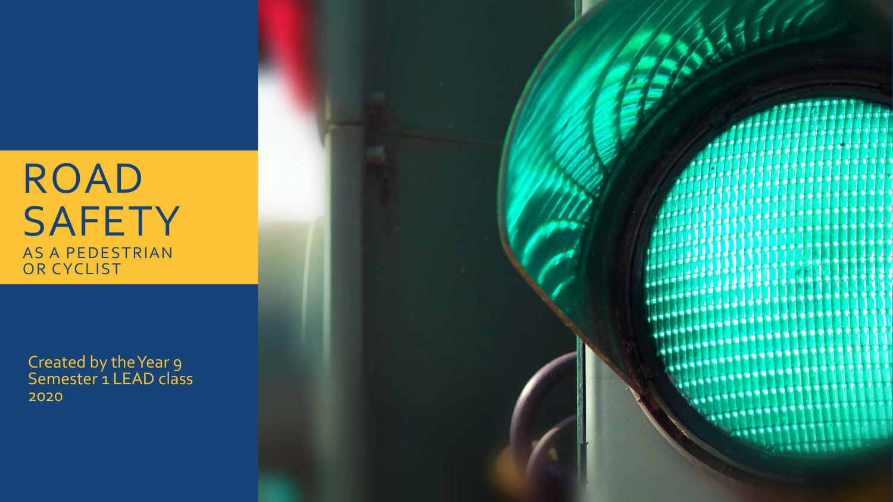# ROAD SAFETY

AS A PEDESTRIAN OR CYCLIST

Created by the Year 9 Semester 1 LEAD class 2020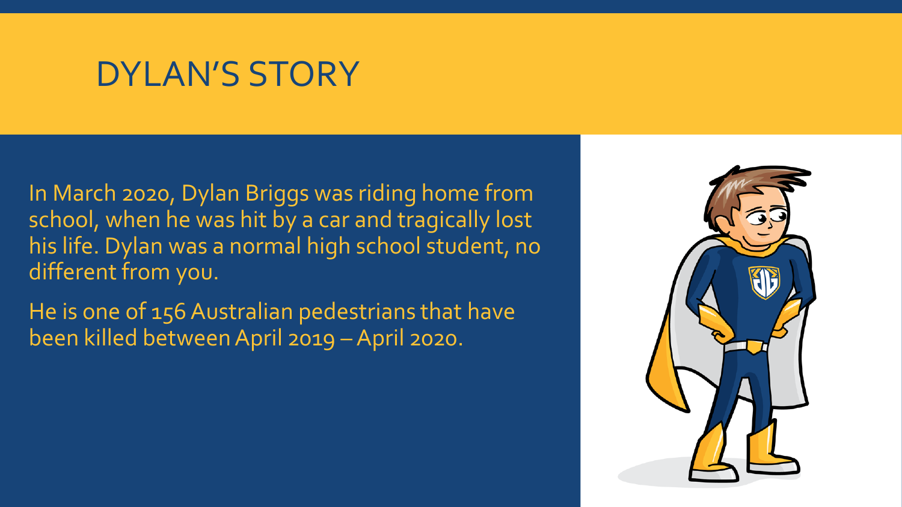# DYLAN'S STORY

In March 2020, Dylan Briggs was riding home from school, when he was hit by a car and tragically lost his life. Dylan was a normal high school student, no different from you.

He is one of 156 Australian pedestrians that have been killed between April 2019 – April 2020.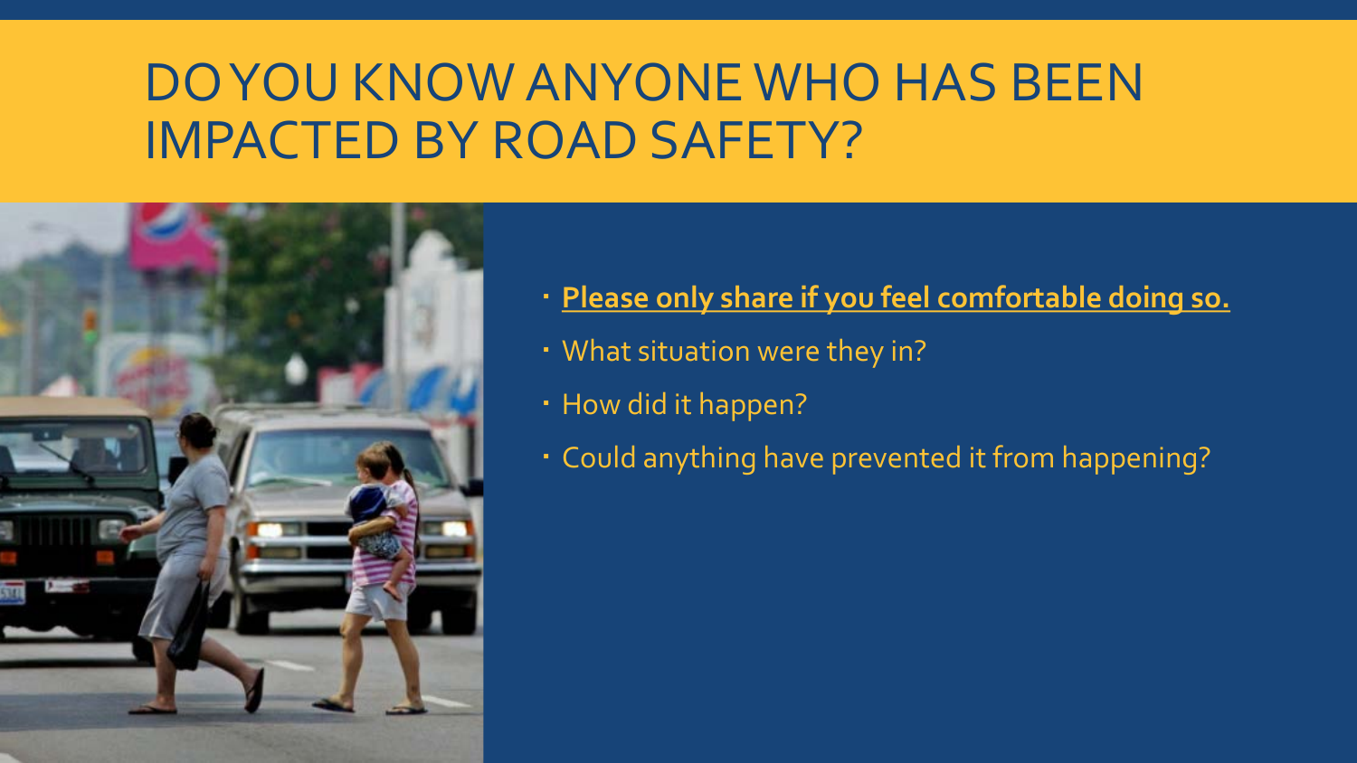# DO YOU KNOW ANYONE WHO HAS BEEN IMPACTED BY ROAD SAFETY?

- **Please only share if you feel comfortable doing so.**
- What situation were they in?
- How did it happen?
- Could anything have prevented it from happening?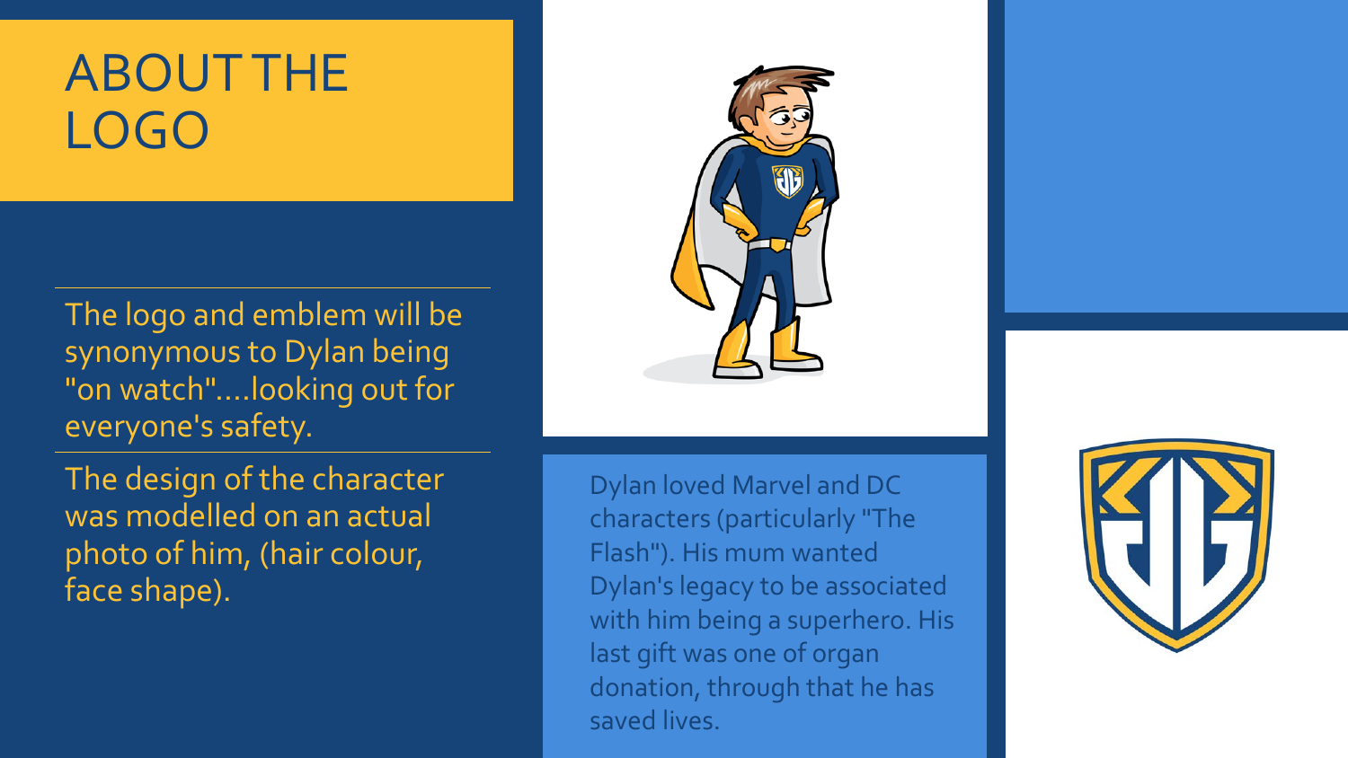# ABOUT THE LOGO

The logo and emblem will be synonymous to Dylan being "on watch"....looking out for everyone's safety.

The design of the character was modelled on an actual photo of him, (hair colour, face shape).

Dylan loved Marvel and DC characters (particularly "The Flash"). His mum wanted Dylan's legacy to be associated with him being a superhero. His last gift was one of organ donation, through that he has saved lives.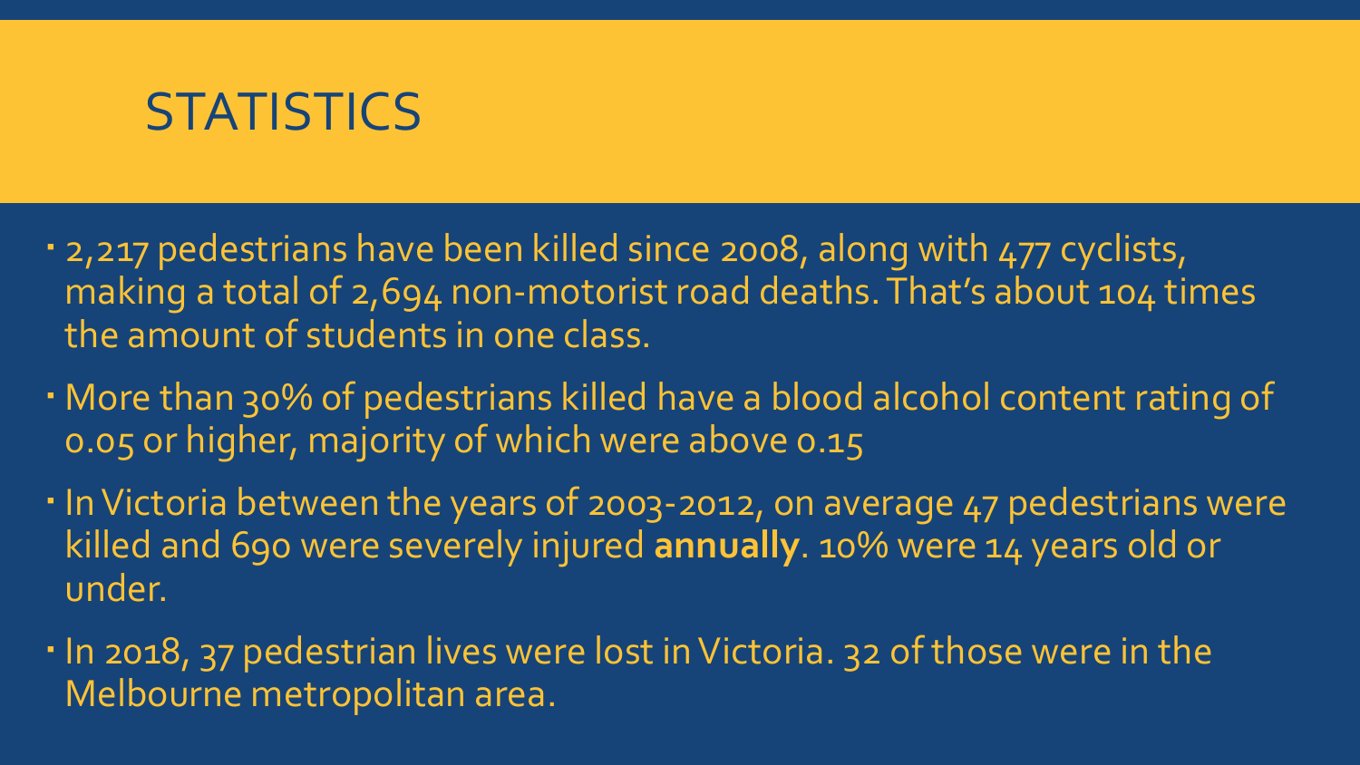# STATISTICS

- 2,217 pedestrians have been killed since 2008, along with 477 cyclists, making a total of 2,694 non-motorist road deaths. That's about 104 times the amount of students in one class.
- More than 30% of pedestrians killed have a blood alcohol content rating of 0.05 or higher, majority of which were above 0.15
- In Victoria between the years of 2003-2012, on average 47 pedestrians were killed and 690 were severely injured **annually**. 10% were 14 years old or under.
- In 2018, 37 pedestrian lives were lost in Victoria. 32 of those were in the Melbourne metropolitan area.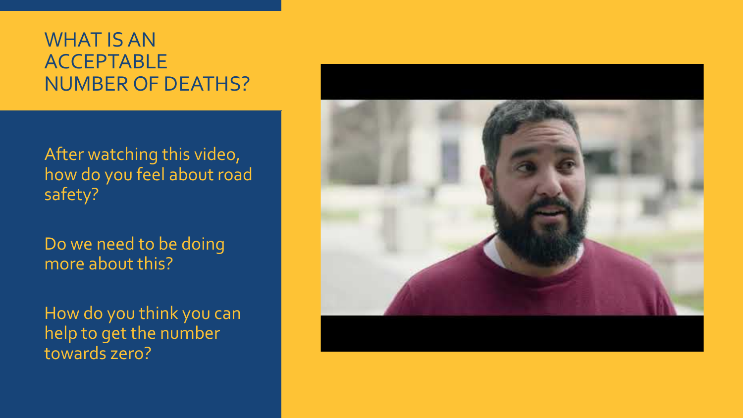# WHAT IS AN ACCEPTABLE NUMBER OF DEATHS?

After watching this video, how do you feel about road safety?

Do we need to be doing more about this?

How do you think you can help to get the number towards zero?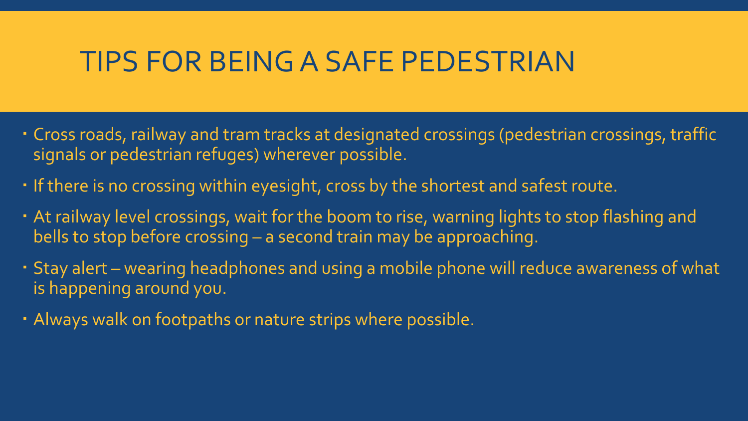# TIPS FOR BEING A SAFE PEDESTRIAN

- Cross roads, railway and tram tracks at designated crossings (pedestrian crossings, traffic signals or pedestrian refuges) wherever possible.
- If there is no crossing within eyesight, cross by the shortest and safest route.
- At railway level crossings, wait for the boom to rise, warning lights to stop flashing and bells to stop before crossing – a second train may be approaching.
- Stay alert – wearing headphones and using a mobile phone will reduce awareness of what is happening around you.
- Always walk on footpaths or nature strips where possible.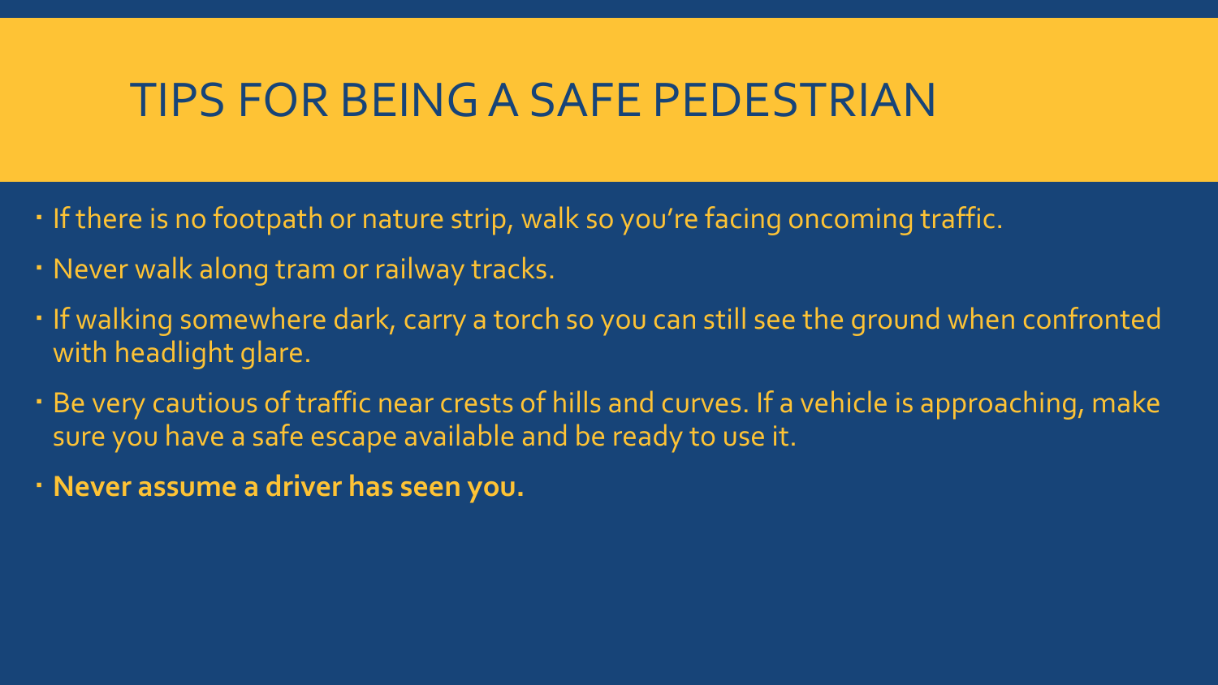# TIPS FOR BEING A SAFE PEDESTRIAN

- If there is no footpath or nature strip, walk so you're facing oncoming traffic.
- Never walk along tram or railway tracks.
- If walking somewhere dark, carry a torch so you can still see the ground when confronted with headlight glare.
- Be very cautious of traffic near crests of hills and curves. If a vehicle is approaching, make sure you have a safe escape available and be ready to use it.
- **Never assume a driver has seen you.**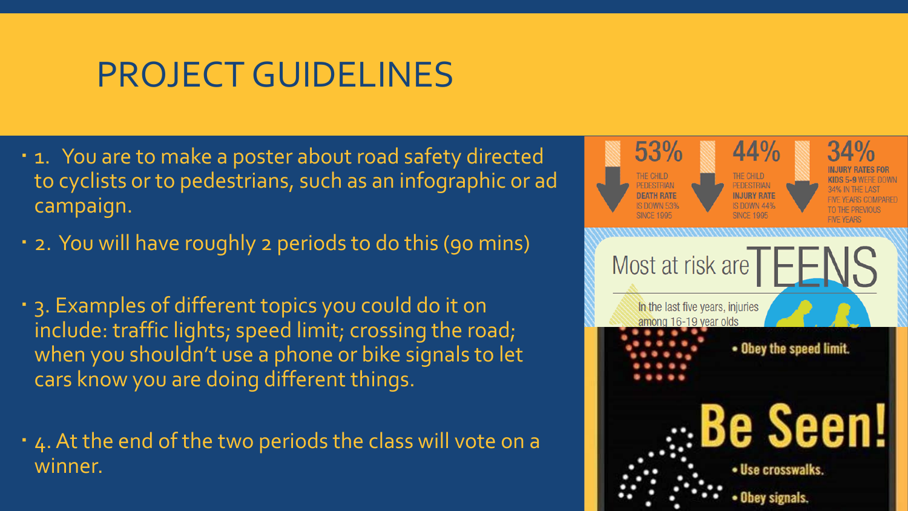# PROJECT GUIDELINES

- 1. You are to make a poster about road safety directed to cyclists or to pedestrians, such as an infographic or ad campaign.
- 2. You will have roughly 2 periods to do this (90 mins)
- 3. Examples of different topics you could do it on include: traffic lights; speed limit; crossing the road; when you shouldn't use a phone or bike signals to let cars know you are doing different things.
- 4. At the end of the two periods the class will vote on a winner.

53%
THE CHILD PEDESTRIAN DEATH RATE IS DOWN 53% SINCE 1995

44%
THE CHILD PEDESTRIAN INJURY RATE IS DOWN 44% SINCE 1995

34%
INJURY RATES FOR KIDS 5-9 WERE DOWN 34% IN THE LAST FIVE YEARS COMPARED TO THE PREVIOUS FIVE YEARS

Most at risk are TEENS

In the last five years, injuries among 16-19 year olds

- Obey the speed limit.

Be Seen!

- Use crosswalks.
- Obey signals.